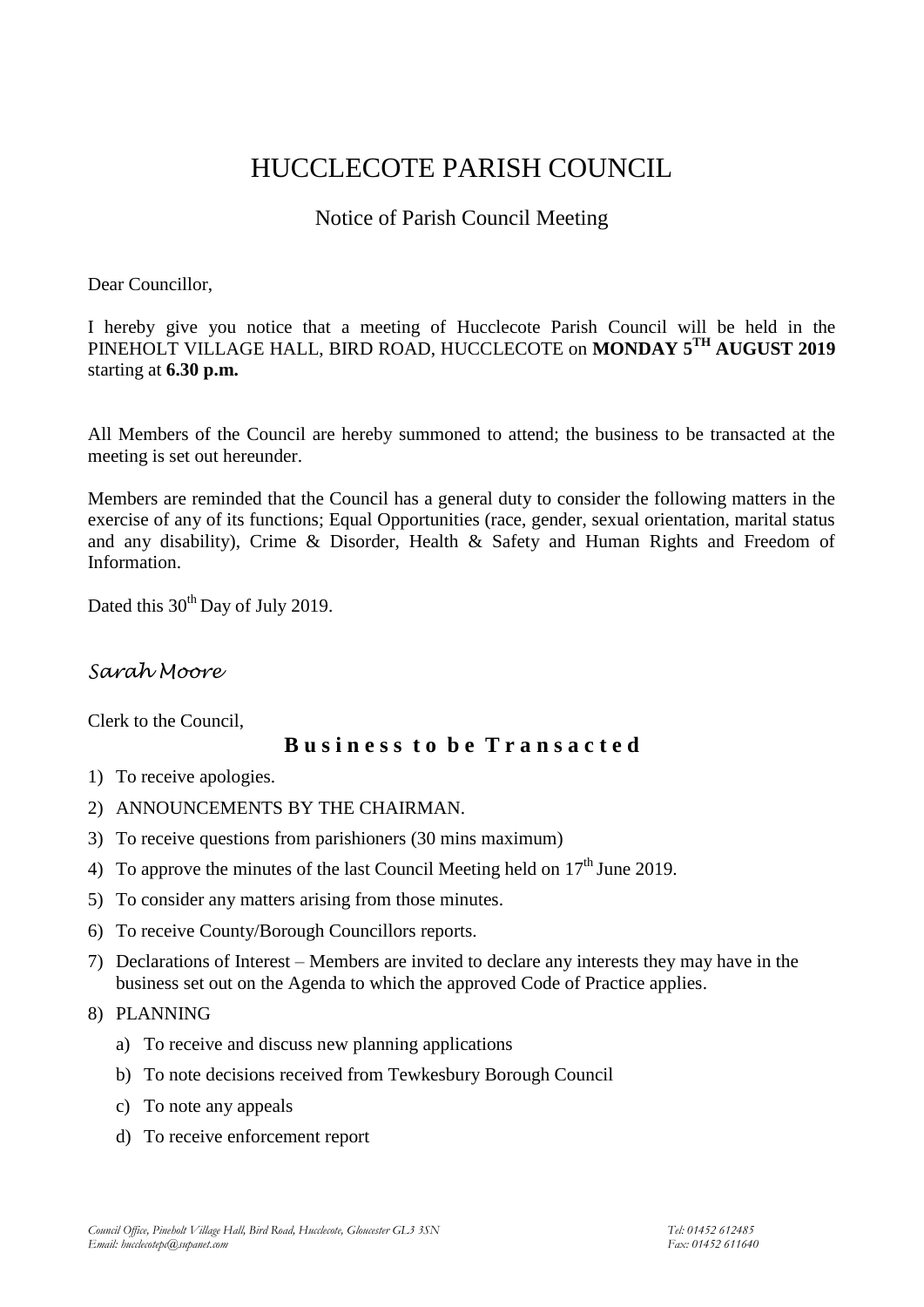# HUCCLECOTE PARISH COUNCIL

## Notice of Parish Council Meeting

Dear Councillor,

I hereby give you notice that a meeting of Hucclecote Parish Council will be held in the PINEHOLT VILLAGE HALL, BIRD ROAD, HUCCLECOTE on **MONDAY 5TH AUGUST 2019** starting at **6.30 p.m.**

All Members of the Council are hereby summoned to attend; the business to be transacted at the meeting is set out hereunder.

Members are reminded that the Council has a general duty to consider the following matters in the exercise of any of its functions; Equal Opportunities (race, gender, sexual orientation, marital status and any disability), Crime & Disorder, Health & Safety and Human Rights and Freedom of Information.

Dated this 30th Day of July 2019.

*Sarah Moore*

Clerk to the Council,

### **B u s i n e s s  t o  b e  T r a n s a c t e d**

1) To receive apologies.
2) ANNOUNCEMENTS BY THE CHAIRMAN.
3) To receive questions from parishioners (30 mins maximum)
4) To approve the minutes of the last Council Meeting held on 17th June 2019.
5) To consider any matters arising from those minutes.
6) To receive County/Borough Councillors reports.
7) Declarations of Interest – Members are invited to declare any interests they may have in the business set out on the Agenda to which the approved Code of Practice applies.
8) PLANNING
   a) To receive and discuss new planning applications
   b) To note decisions received from Tewkesbury Borough Council
   c) To note any appeals
   d) To receive enforcement report

*Council Office, Pineholt Village Hall, Bird Road, Hucclecote, Gloucester GL3 3SN* — *Tel: 01452 612485*
*Email: hucclecotepc@supanet.com* — *Fax: 01452 611640*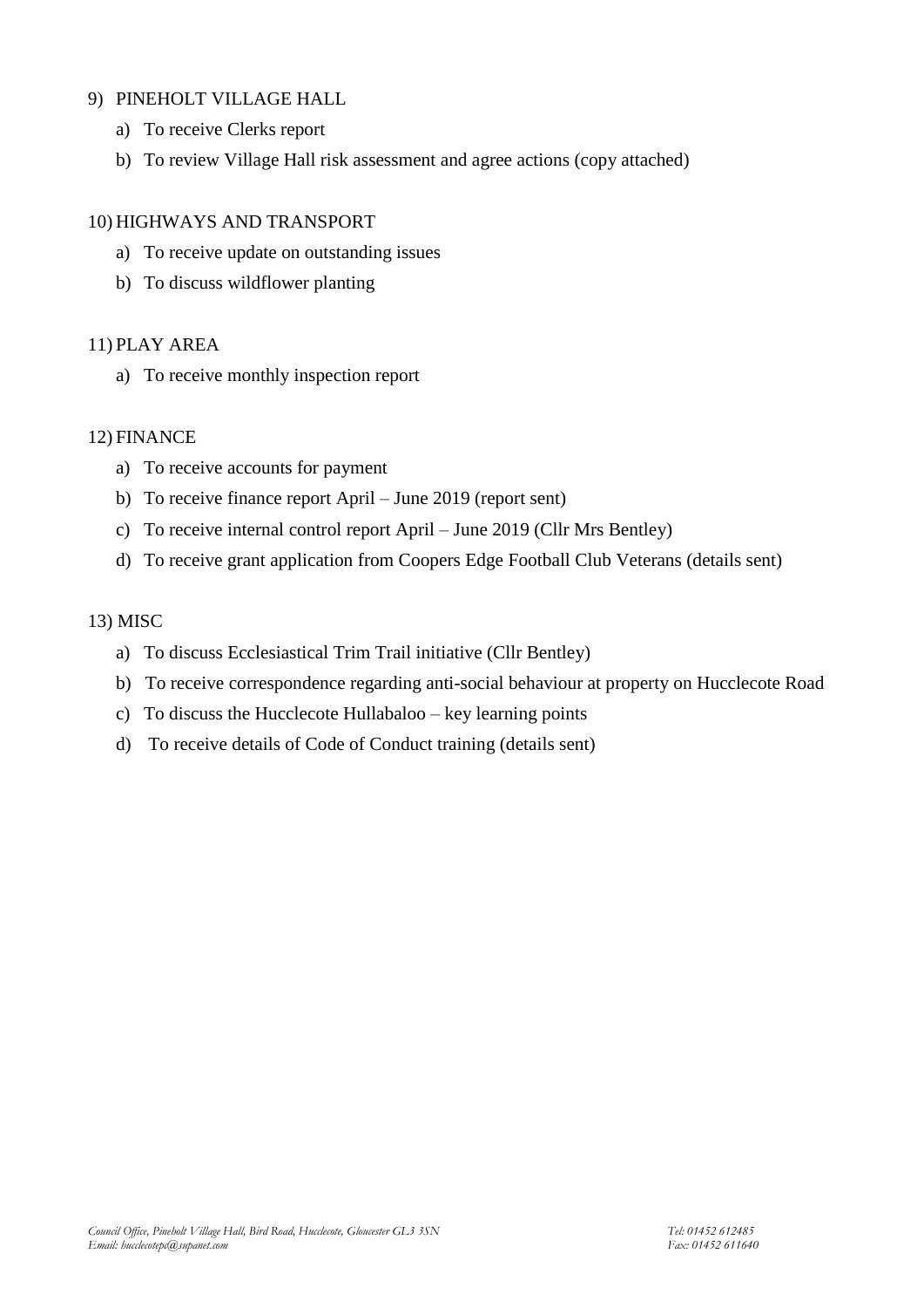9) PINEHOLT VILLAGE HALL

   a) To receive Clerks report
   b) To review Village Hall risk assessment and agree actions (copy attached)

10) HIGHWAYS AND TRANSPORT

   a) To receive update on outstanding issues
   b) To discuss wildflower planting

11) PLAY AREA

   a) To receive monthly inspection report

12) FINANCE

   a) To receive accounts for payment
   b) To receive finance report April – June 2019 (report sent)
   c) To receive internal control report April – June 2019 (Cllr Mrs Bentley)
   d) To receive grant application from Coopers Edge Football Club Veterans (details sent)

13) MISC

   a) To discuss Ecclesiastical Trim Trail initiative (Cllr Bentley)
   b) To receive correspondence regarding anti-social behaviour at property on Hucclecote Road
   c) To discuss the Hucclecote Hullabaloo – key learning points
   d) To receive details of Code of Conduct training (details sent)